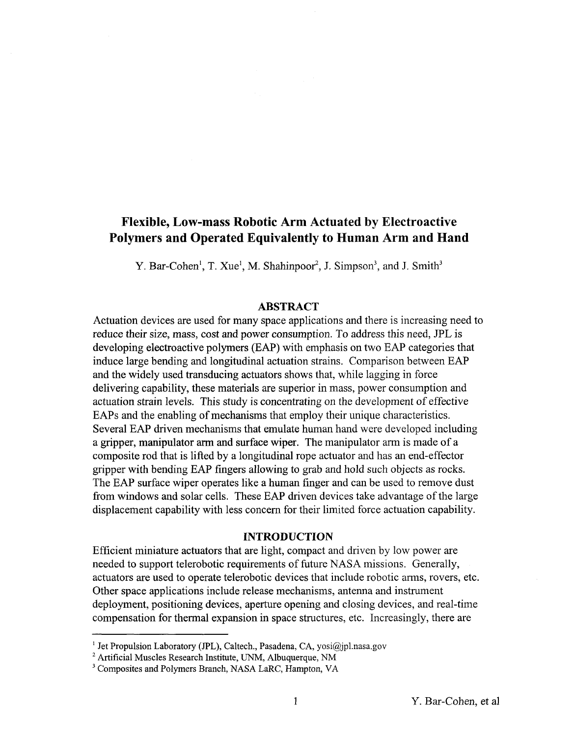# Flexible, Low-mass Robotic Arm Actuated by Electroactive Polymers and Operated Equivalently to Human Arm and Hand

Y. Bar-Cohen[1], T. Xue[1], M. Shahinpoor[2], J. Simpson[3], and J. Smith[3]

## ABSTRACT

Actuation devices are used for many space applications and there is increasing need to reduce their size, mass, cost and power consumption. To address this need, JPL is developing electroactive polymers (EAP) with emphasis on two EAP categories that induce large bending and longitudinal actuation strains. Comparison between EAP and the widely used transducing actuators shows that, while lagging in force delivering capability, these materials are superior in mass, power consumption and actuation strain levels. This study is concentrating on the development of effective EAPs and the enabling of mechanisms that employ their unique characteristics. Several EAP driven mechanisms that emulate human hand were developed including a gripper, manipulator arm and surface wiper. The manipulator arm is made of a composite rod that is lifted by a longitudinal rope actuator and has an end-effector gripper with bending EAP fingers allowing to grab and hold such objects as rocks. The EAP surface wiper operates like a human finger and can be used to remove dust from windows and solar cells. These EAP driven devices take advantage of the large displacement capability with less concern for their limited force actuation capability.

## INTRODUCTION

Efficient miniature actuators that are light, compact and driven by low power are needed to support telerobotic requirements of future NASA missions. Generally, actuators are used to operate telerobotic devices that include robotic arms, rovers, etc. Other space applications include release mechanisms, antenna and instrument deployment, positioning devices, aperture opening and closing devices, and real-time compensation for thermal expansion in space structures, etc. Increasingly, there are

---

[1] Jet Propulsion Laboratory (JPL), Caltech., Pasadena, CA, yosi@jpl.nasa.gov

[2] Artificial Muscles Research Institute, UNM, Albuquerque, NM

[3] Composites and Polymers Branch, NASA LaRC, Hampton, VA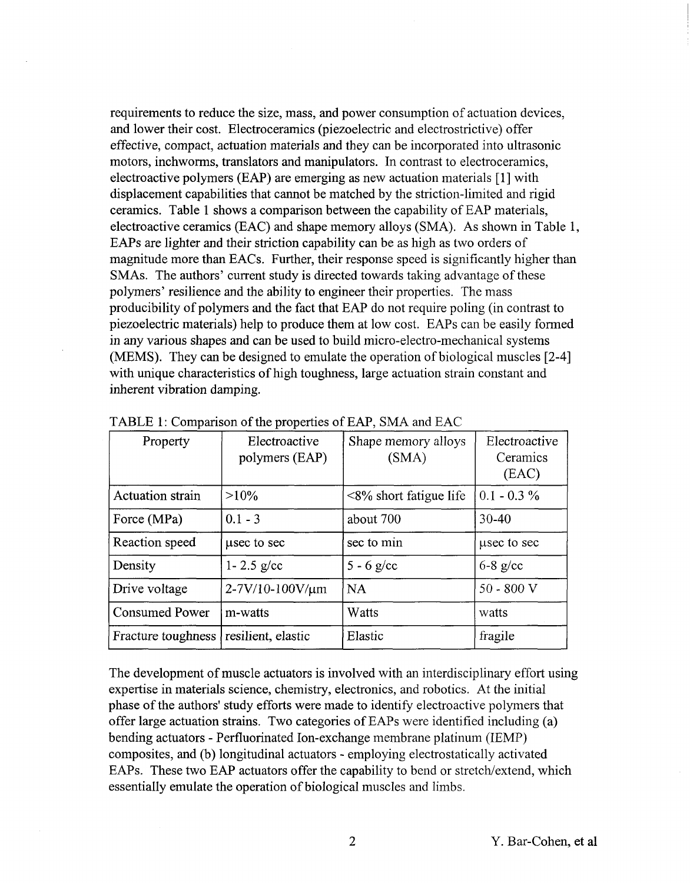requirements to reduce the size, mass, and power consumption of actuation devices, and lower their cost. Electroceramics (piezoelectric and electrostrictive) offer effective, compact, actuation materials and they can be incorporated into ultrasonic motors, inchworms, translators and manipulators. In contrast to electroceramics, electroactive polymers (EAP) are emerging as new actuation materials [1] with displacement capabilities that cannot be matched by the striction-limited and rigid ceramics. Table 1 shows a comparison between the capability of EAP materials, electroactive ceramics (EAC) and shape memory alloys (SMA). As shown in Table 1, EAPs are lighter and their striction capability can be as high as two orders of magnitude more than EACs. Further, their response speed is significantly higher than SMAs. The authors' current study is directed towards taking advantage of these polymers' resilience and the ability to engineer their properties. The mass producibility of polymers and the fact that EAP do not require poling (in contrast to piezoelectric materials) help to produce them at low cost. EAPs can be easily formed in any various shapes and can be used to build micro-electro-mechanical systems (MEMS). They can be designed to emulate the operation of biological muscles [2-4] with unique characteristics of high toughness, large actuation strain constant and inherent vibration damping.

TABLE 1: Comparison of the properties of EAP, SMA and EAC

| Property | Electroactive polymers (EAP) | Shape memory alloys (SMA) | Electroactive Ceramics (EAC) |
|---|---|---|---|
| Actuation strain | >10% | <8% short fatigue life | 0.1 - 0.3 % |
| Force (MPa) | 0.1 - 3 | about 700 | 30-40 |
| Reaction speed | μsec to sec | sec to min | μsec to sec |
| Density | 1- 2.5 g/cc | 5 - 6 g/cc | 6-8 g/cc |
| Drive voltage | 2-7V/10-100V/μm | NA | 50 - 800 V |
| Consumed Power | m-watts | Watts | watts |
| Fracture toughness | resilient, elastic | Elastic | fragile |

The development of muscle actuators is involved with an interdisciplinary effort using expertise in materials science, chemistry, electronics, and robotics. At the initial phase of the authors' study efforts were made to identify electroactive polymers that offer large actuation strains. Two categories of EAPs were identified including (a) bending actuators - Perfluorinated Ion-exchange membrane platinum (IEMP) composites, and (b) longitudinal actuators - employing electrostatically activated EAPs. These two EAP actuators offer the capability to bend or stretch/extend, which essentially emulate the operation of biological muscles and limbs.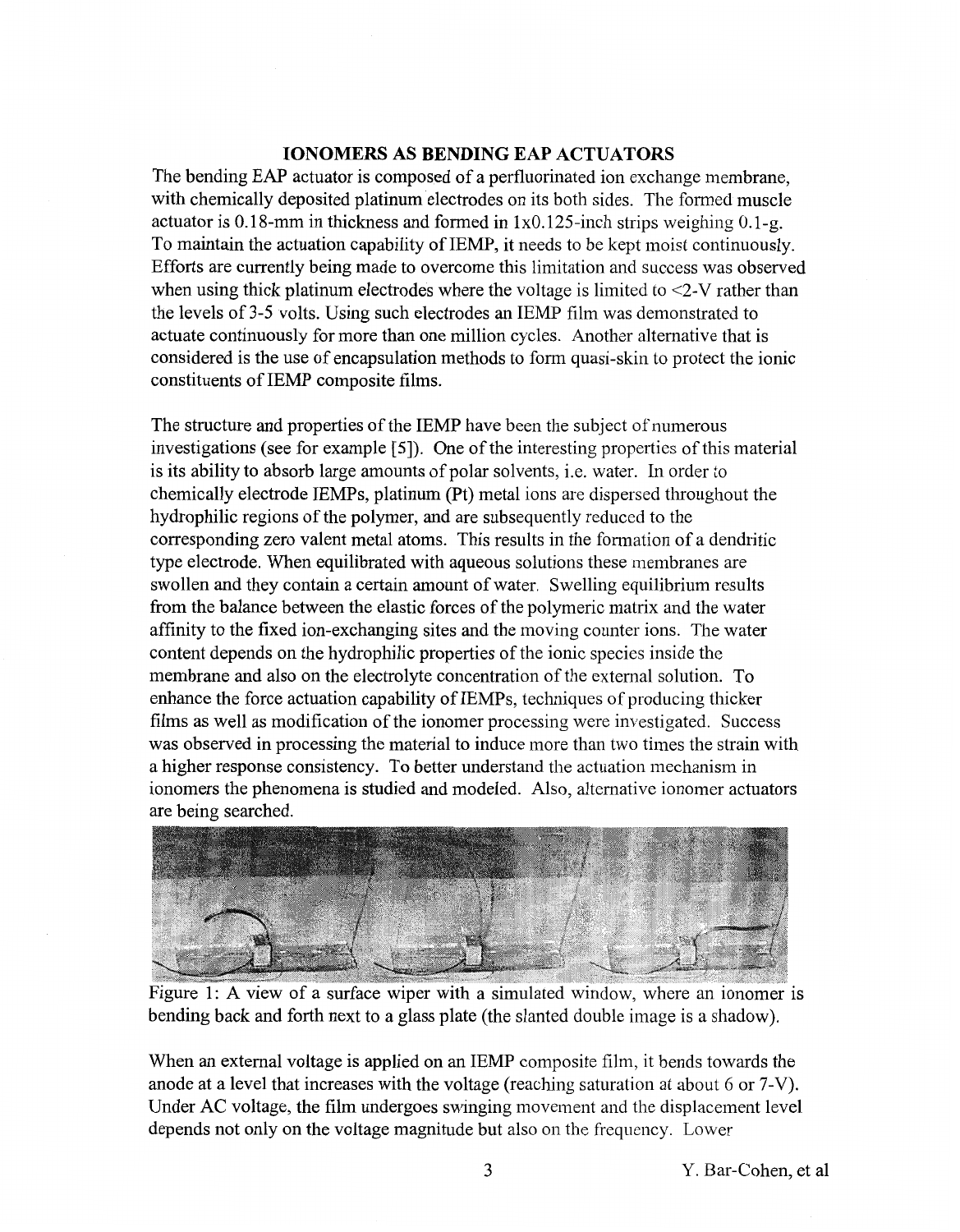## IONOMERS AS BENDING EAP ACTUATORS

The bending EAP actuator is composed of a perfluorinated ion exchange membrane, with chemically deposited platinum electrodes on its both sides. The formed muscle actuator is 0.18-mm in thickness and formed in 1x0.125-inch strips weighing 0.1-g. To maintain the actuation capability of IEMP, it needs to be kept moist continuously. Efforts are currently being made to overcome this limitation and success was observed when using thick platinum electrodes where the voltage is limited to <2-V rather than the levels of 3-5 volts. Using such electrodes an IEMP film was demonstrated to actuate continuously for more than one million cycles. Another alternative that is considered is the use of encapsulation methods to form quasi-skin to protect the ionic constituents of IEMP composite films.

The structure and properties of the IEMP have been the subject of numerous investigations (see for example [5]). One of the interesting properties of this material is its ability to absorb large amounts of polar solvents, i.e. water. In order to chemically electrode IEMPs, platinum (Pt) metal ions are dispersed throughout the hydrophilic regions of the polymer, and are subsequently reduced to the corresponding zero valent metal atoms. This results in the formation of a dendritic type electrode. When equilibrated with aqueous solutions these membranes are swollen and they contain a certain amount of water. Swelling equilibrium results from the balance between the elastic forces of the polymeric matrix and the water affinity to the fixed ion-exchanging sites and the moving counter ions. The water content depends on the hydrophilic properties of the ionic species inside the membrane and also on the electrolyte concentration of the external solution. To enhance the force actuation capability of IEMPs, techniques of producing thicker films as well as modification of the ionomer processing were investigated. Success was observed in processing the material to induce more than two times the strain with a higher response consistency. To better understand the actuation mechanism in ionomers the phenomena is studied and modeled. Also, alternative ionomer actuators are being searched.

Figure 1: A view of a surface wiper with a simulated window, where an ionomer is bending back and forth next to a glass plate (the slanted double image is a shadow).

When an external voltage is applied on an IEMP composite film, it bends towards the anode at a level that increases with the voltage (reaching saturation at about 6 or 7-V). Under AC voltage, the film undergoes swinging movement and the displacement level depends not only on the voltage magnitude but also on the frequency. Lower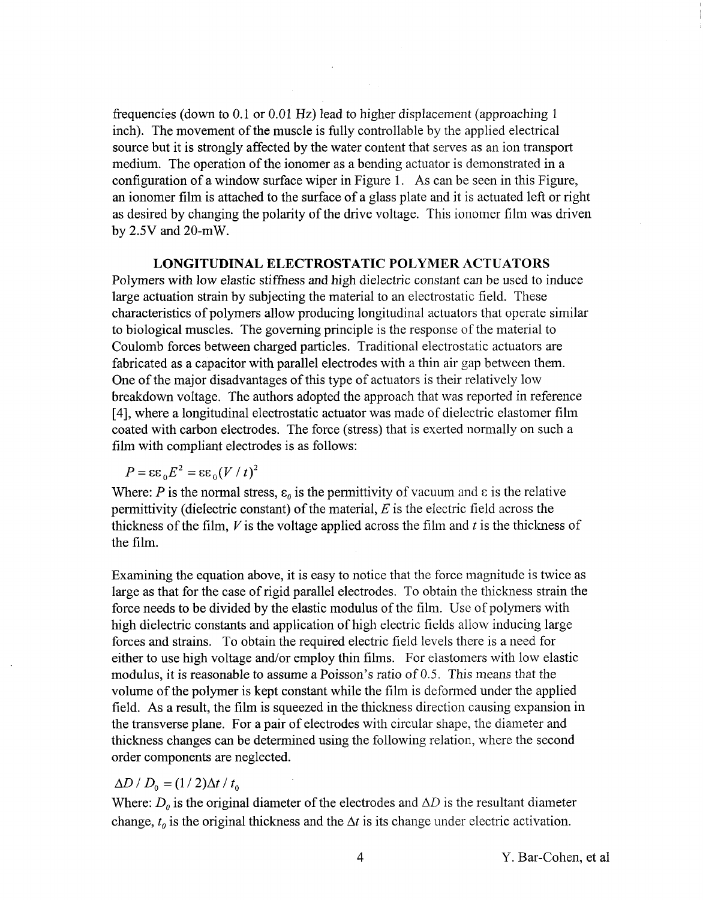frequencies (down to 0.1 or 0.01 Hz) lead to higher displacement (approaching 1 inch). The movement of the muscle is fully controllable by the applied electrical source but it is strongly affected by the water content that serves as an ion transport medium. The operation of the ionomer as a bending actuator is demonstrated in a configuration of a window surface wiper in Figure 1. As can be seen in this Figure, an ionomer film is attached to the surface of a glass plate and it is actuated left or right as desired by changing the polarity of the drive voltage. This ionomer film was driven by 2.5V and 20-mW.

## LONGITUDINAL ELECTROSTATIC POLYMER ACTUATORS

Polymers with low elastic stiffness and high dielectric constant can be used to induce large actuation strain by subjecting the material to an electrostatic field. These characteristics of polymers allow producing longitudinal actuators that operate similar to biological muscles. The governing principle is the response of the material to Coulomb forces between charged particles. Traditional electrostatic actuators are fabricated as a capacitor with parallel electrodes with a thin air gap between them. One of the major disadvantages of this type of actuators is their relatively low breakdown voltage. The authors adopted the approach that was reported in reference [4], where a longitudinal electrostatic actuator was made of dielectric elastomer film coated with carbon electrodes. The force (stress) that is exerted normally on such a film with compliant electrodes is as follows:

$$P = \varepsilon\varepsilon_0 E^2 = \varepsilon\varepsilon_0 (V/t)^2$$

Where: $P$ is the normal stress, $\varepsilon_0$ is the permittivity of vacuum and $\varepsilon$ is the relative permittivity (dielectric constant) of the material, $E$ is the electric field across the thickness of the film, $V$ is the voltage applied across the film and $t$ is the thickness of the film.

Examining the equation above, it is easy to notice that the force magnitude is twice as large as that for the case of rigid parallel electrodes. To obtain the thickness strain the force needs to be divided by the elastic modulus of the film. Use of polymers with high dielectric constants and application of high electric fields allow inducing large forces and strains. To obtain the required electric field levels there is a need for either to use high voltage and/or employ thin films. For elastomers with low elastic modulus, it is reasonable to assume a Poisson's ratio of 0.5. This means that the volume of the polymer is kept constant while the film is deformed under the applied field. As a result, the film is squeezed in the thickness direction causing expansion in the transverse plane. For a pair of electrodes with circular shape, the diameter and thickness changes can be determined using the following relation, where the second order components are neglected.

$$\Delta D / D_0 = (1/2)\Delta t / t_0$$

Where: $D_0$ is the original diameter of the electrodes and $\Delta D$ is the resultant diameter change, $t_0$ is the original thickness and the $\Delta t$ is its change under electric activation.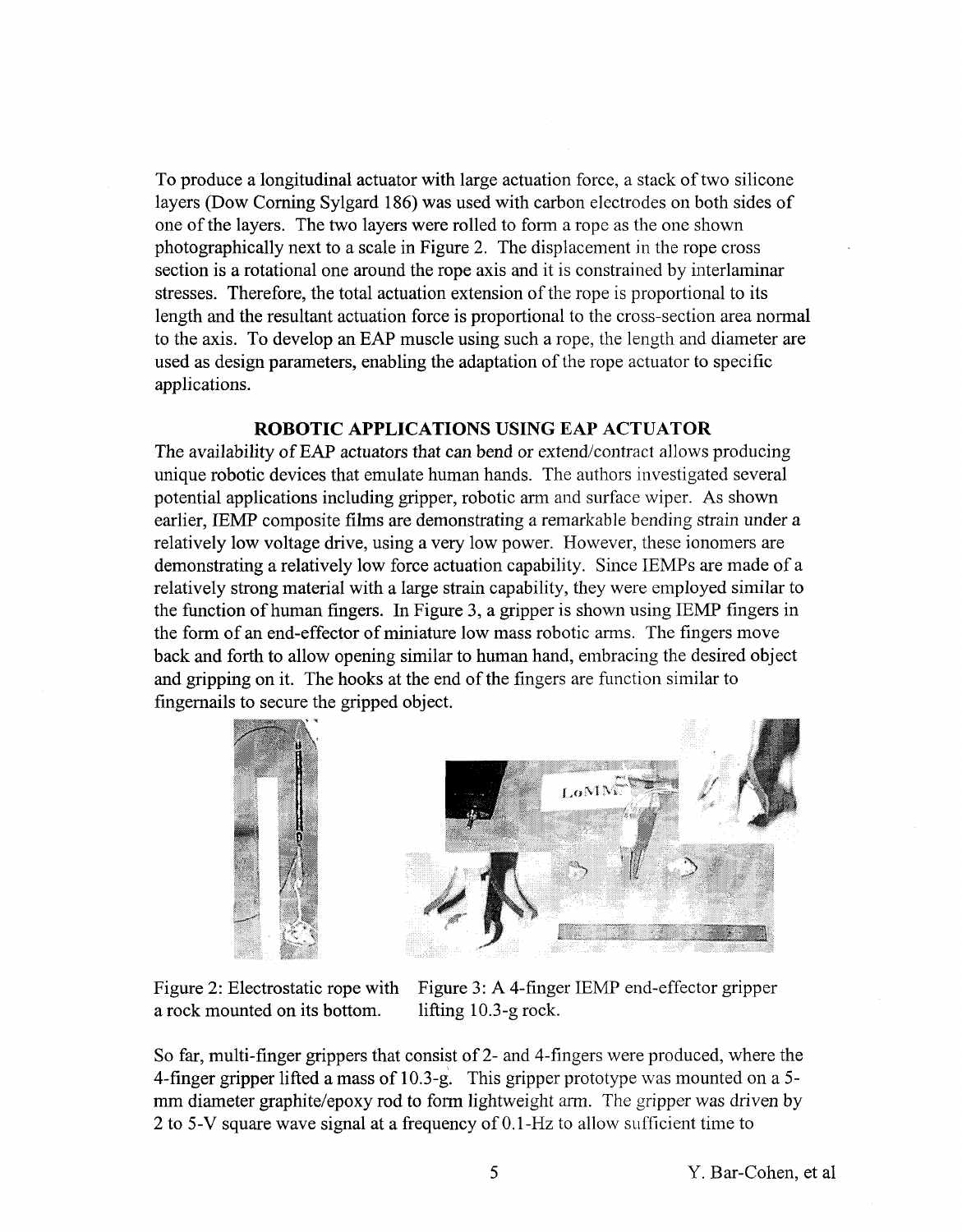To produce a longitudinal actuator with large actuation force, a stack of two silicone layers (Dow Corning Sylgard 186) was used with carbon electrodes on both sides of one of the layers. The two layers were rolled to form a rope as the one shown photographically next to a scale in Figure 2. The displacement in the rope cross section is a rotational one around the rope axis and it is constrained by interlaminar stresses. Therefore, the total actuation extension of the rope is proportional to its length and the resultant actuation force is proportional to the cross-section area normal to the axis. To develop an EAP muscle using such a rope, the length and diameter are used as design parameters, enabling the adaptation of the rope actuator to specific applications.

## ROBOTIC APPLICATIONS USING EAP ACTUATOR

The availability of EAP actuators that can bend or extend/contract allows producing unique robotic devices that emulate human hands. The authors investigated several potential applications including gripper, robotic arm and surface wiper. As shown earlier, IEMP composite films are demonstrating a remarkable bending strain under a relatively low voltage drive, using a very low power. However, these ionomers are demonstrating a relatively low force actuation capability. Since IEMPs are made of a relatively strong material with a large strain capability, they were employed similar to the function of human fingers. In Figure 3, a gripper is shown using IEMP fingers in the form of an end-effector of miniature low mass robotic arms. The fingers move back and forth to allow opening similar to human hand, embracing the desired object and gripping on it. The hooks at the end of the fingers are function similar to fingernails to secure the gripped object.

Figure 2: Electrostatic rope with a rock mounted on its bottom.

Figure 3: A 4-finger IEMP end-effector gripper lifting 10.3-g rock.

So far, multi-finger grippers that consist of 2- and 4-fingers were produced, where the 4-finger gripper lifted a mass of 10.3-g. This gripper prototype was mounted on a 5-mm diameter graphite/epoxy rod to form lightweight arm. The gripper was driven by 2 to 5-V square wave signal at a frequency of 0.1-Hz to allow sufficient time to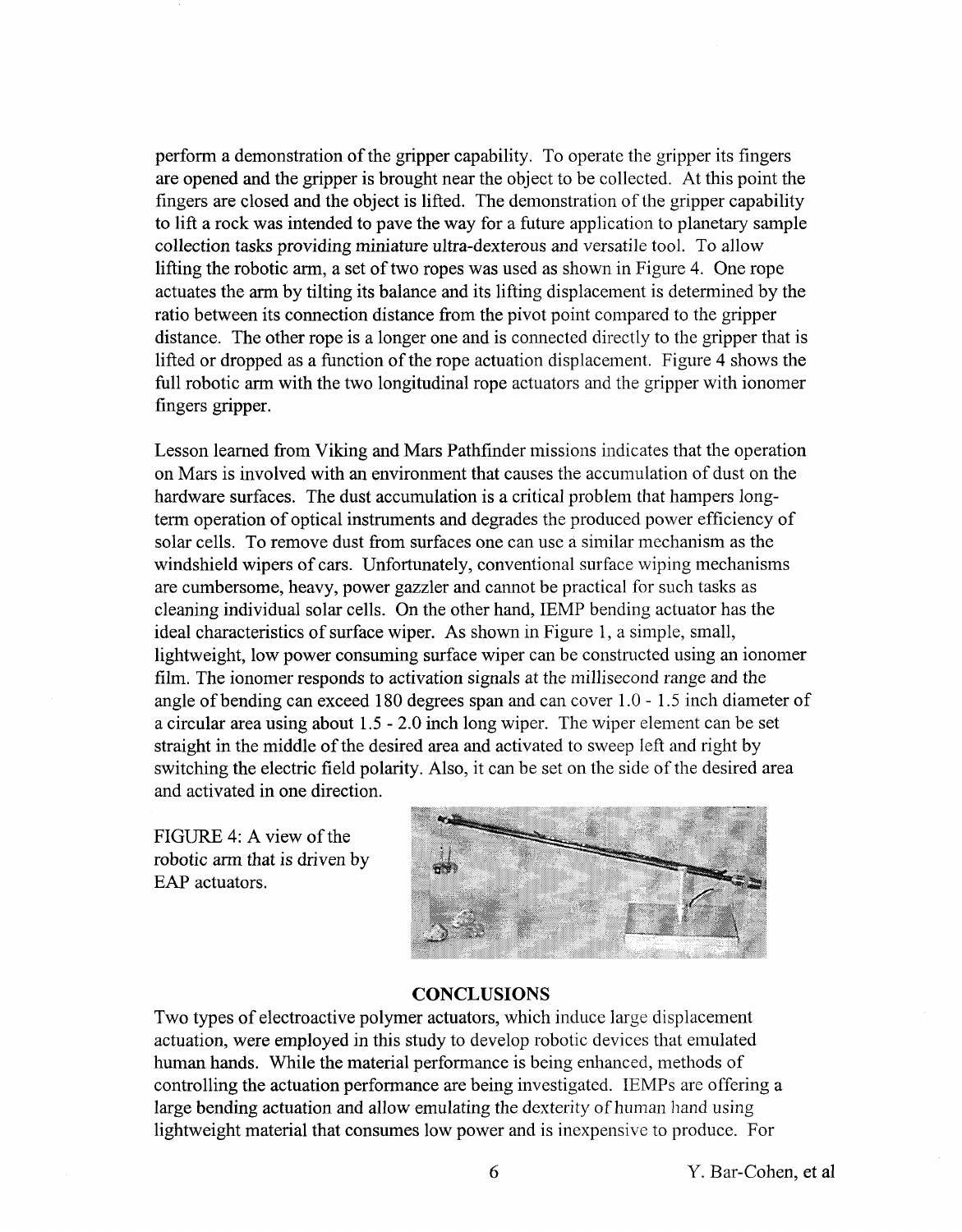perform a demonstration of the gripper capability. To operate the gripper its fingers are opened and the gripper is brought near the object to be collected. At this point the fingers are closed and the object is lifted. The demonstration of the gripper capability to lift a rock was intended to pave the way for a future application to planetary sample collection tasks providing miniature ultra-dexterous and versatile tool. To allow lifting the robotic arm, a set of two ropes was used as shown in Figure 4. One rope actuates the arm by tilting its balance and its lifting displacement is determined by the ratio between its connection distance from the pivot point compared to the gripper distance. The other rope is a longer one and is connected directly to the gripper that is lifted or dropped as a function of the rope actuation displacement. Figure 4 shows the full robotic arm with the two longitudinal rope actuators and the gripper with ionomer fingers gripper.

Lesson learned from Viking and Mars Pathfinder missions indicates that the operation on Mars is involved with an environment that causes the accumulation of dust on the hardware surfaces. The dust accumulation is a critical problem that hampers long-term operation of optical instruments and degrades the produced power efficiency of solar cells. To remove dust from surfaces one can use a similar mechanism as the windshield wipers of cars. Unfortunately, conventional surface wiping mechanisms are cumbersome, heavy, power gazzler and cannot be practical for such tasks as cleaning individual solar cells. On the other hand, IEMP bending actuator has the ideal characteristics of surface wiper. As shown in Figure 1, a simple, small, lightweight, low power consuming surface wiper can be constructed using an ionomer film. The ionomer responds to activation signals at the millisecond range and the angle of bending can exceed 180 degrees span and can cover 1.0 - 1.5 inch diameter of a circular area using about 1.5 - 2.0 inch long wiper. The wiper element can be set straight in the middle of the desired area and activated to sweep left and right by switching the electric field polarity. Also, it can be set on the side of the desired area and activated in one direction.

FIGURE 4: A view of the robotic arm that is driven by EAP actuators.

## CONCLUSIONS

Two types of electroactive polymer actuators, which induce large displacement actuation, were employed in this study to develop robotic devices that emulated human hands. While the material performance is being enhanced, methods of controlling the actuation performance are being investigated. IEMPs are offering a large bending actuation and allow emulating the dexterity of human hand using lightweight material that consumes low power and is inexpensive to produce. For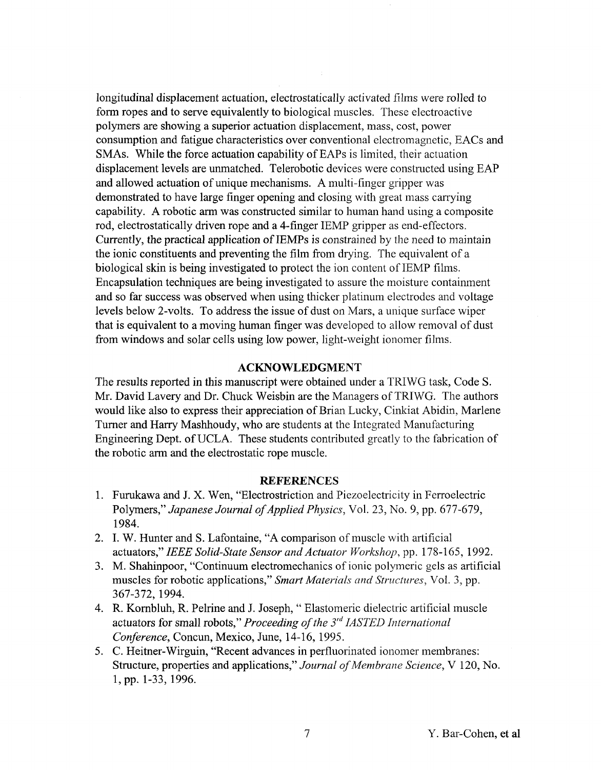longitudinal displacement actuation, electrostatically activated films were rolled to form ropes and to serve equivalently to biological muscles. These electroactive polymers are showing a superior actuation displacement, mass, cost, power consumption and fatigue characteristics over conventional electromagnetic, EACs and SMAs. While the force actuation capability of EAPs is limited, their actuation displacement levels are unmatched. Telerobotic devices were constructed using EAP and allowed actuation of unique mechanisms. A multi-finger gripper was demonstrated to have large finger opening and closing with great mass carrying capability. A robotic arm was constructed similar to human hand using a composite rod, electrostatically driven rope and a 4-finger IEMP gripper as end-effectors. Currently, the practical application of IEMPs is constrained by the need to maintain the ionic constituents and preventing the film from drying. The equivalent of a biological skin is being investigated to protect the ion content of IEMP films. Encapsulation techniques are being investigated to assure the moisture containment and so far success was observed when using thicker platinum electrodes and voltage levels below 2-volts. To address the issue of dust on Mars, a unique surface wiper that is equivalent to a moving human finger was developed to allow removal of dust from windows and solar cells using low power, light-weight ionomer films.

## ACKNOWLEDGMENT

The results reported in this manuscript were obtained under a TRIWG task, Code S. Mr. David Lavery and Dr. Chuck Weisbin are the Managers of TRIWG. The authors would like also to express their appreciation of Brian Lucky, Cinkiat Abidin, Marlene Turner and Harry Mashhoudy, who are students at the Integrated Manufacturing Engineering Dept. of UCLA. These students contributed greatly to the fabrication of the robotic arm and the electrostatic rope muscle.

## REFERENCES

1. Furukawa and J. X. Wen, "Electrostriction and Piezoelectricity in Ferroelectric Polymers," *Japanese Journal of Applied Physics*, Vol. 23, No. 9, pp. 677-679, 1984.
2. I. W. Hunter and S. Lafontaine, "A comparison of muscle with artificial actuators," *IEEE Solid-State Sensor and Actuator Workshop*, pp. 178-165, 1992.
3. M. Shahinpoor, "Continuum electromechanics of ionic polymeric gels as artificial muscles for robotic applications," *Smart Materials and Structures*, Vol. 3, pp. 367-372, 1994.
4. R. Kornbluh, R. Pelrine and J. Joseph, " Elastomeric dielectric artificial muscle actuators for small robots," *Proceeding of the 3rd IASTED International Conference*, Concun, Mexico, June, 14-16, 1995.
5. C. Heitner-Wirguin, "Recent advances in perfluorinated ionomer membranes: Structure, properties and applications," *Journal of Membrane Science*, V 120, No. 1, pp. 1-33, 1996.